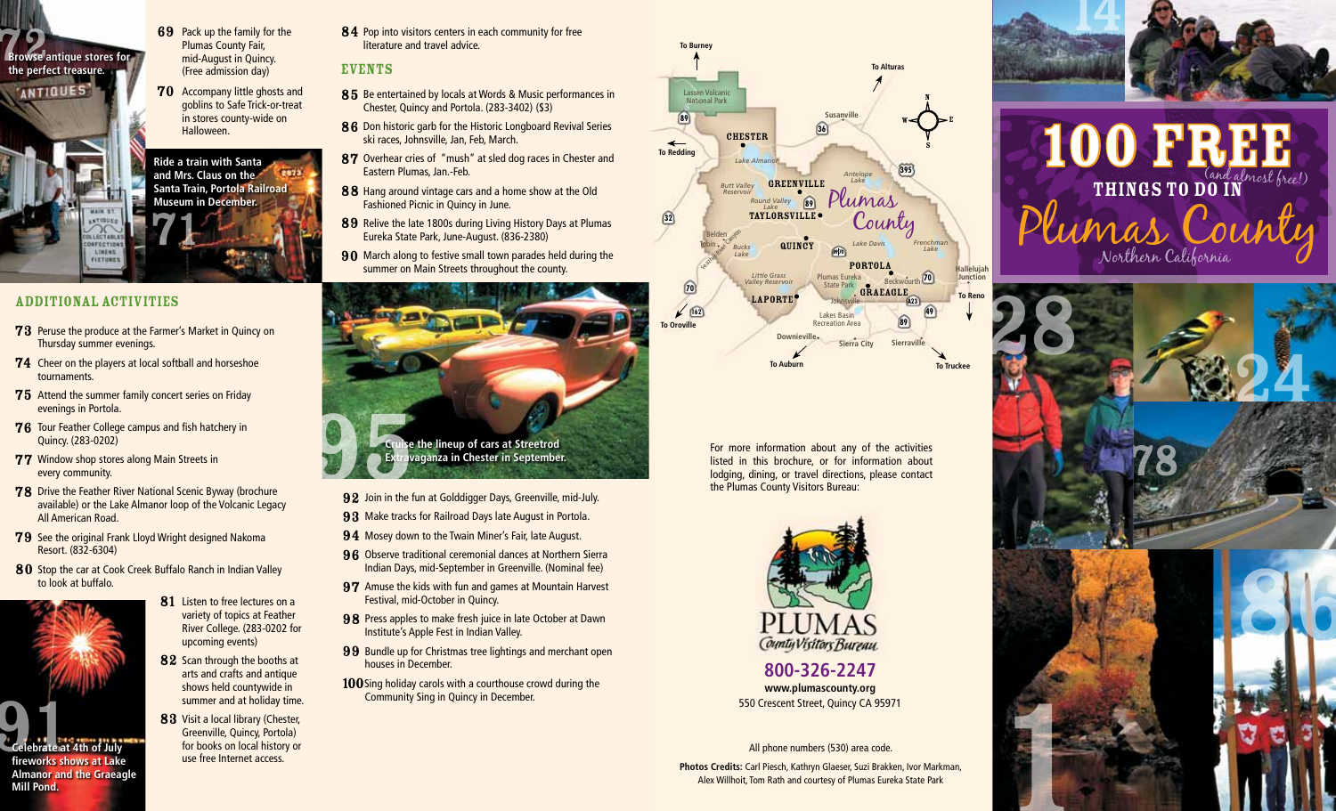**72** Browse antique stores for the perfect treasure.

**69** Pack up the family for the Plumas County Fair, mid-August in Quincy. (Free admission day)

**70** Accompany little ghosts and goblins to Safe Trick-or-treat in stores county-wide on Halloween.

**71** Ride a train with Santa and Mrs. Claus on the Santa Train, Portola Railroad Museum in December.

## ADDITIONAL ACTIVITIES

**73** Peruse the produce at the Farmer's Market in Quincy on Thursday summer evenings.

**74** Cheer on the players at local softball and horseshoe tournaments.

**75** Attend the summer family concert series on Friday evenings in Portola.

**76** Tour Feather College campus and fish hatchery in Quincy. (283-0202)

**77** Window shop stores along Main Streets in every community.

**78** Drive the Feather River National Scenic Byway (brochure available) or the Lake Almanor loop of the Volcanic Legacy All American Road.

**79** See the original Frank Lloyd Wright designed Nakoma Resort. (832-6304)

**80** Stop the car at Cook Creek Buffalo Ranch in Indian Valley to look at buffalo.

**81** Listen to free lectures on a variety of topics at Feather River College. (283-0202 for upcoming events)

**82** Scan through the booths at arts and crafts and antique shows held countywide in summer and at holiday time.

**83** Visit a local library (Chester, Greenville, Quincy, Portola) for books on local history or use free Internet access.

**84** Pop into visitors centers in each community for free literature and travel advice.

**91** Celebrate at 4th of July fireworks shows at Lake Almanor and the Graeagle Mill Pond.

## EVENTS

**85** Be entertained by locals at Words & Music performances in Chester, Quincy and Portola. (283-3402) ($3)

**86** Don historic garb for the Historic Longboard Revival Series ski races, Johnsville, Jan, Feb, March.

**87** Overhear cries of "mush" at sled dog races in Chester and Eastern Plumas, Jan.-Feb.

**88** Hang around vintage cars and a home show at the Old Fashioned Picnic in Quincy in June.

**89** Relive the late 1800s during Living History Days at Plumas Eureka State Park, June-August. (836-2380)

**90** March along to festive small town parades held during the summer on Main Streets throughout the county.

**95** Cruise the lineup of cars at Streetrod Extravaganza in Chester in September.

**92** Join in the fun at Golddigger Days, Greenville, mid-July.

**93** Make tracks for Railroad Days late August in Portola.

**94** Mosey down to the Twain Miner's Fair, late August.

**96** Observe traditional ceremonial dances at Northern Sierra Indian Days, mid-September in Greenville. (Nominal fee)

**97** Amuse the kids with fun and games at Mountain Harvest Festival, mid-October in Quincy.

**98** Press apples to make fresh juice in late October at Dawn Institute's Apple Fest in Indian Valley.

**99** Bundle up for Christmas tree lightings and merchant open houses in December.

**100** Sing holiday carols with a courthouse crowd during the Community Sing in Quincy in December.

For more information about any of the activities listed in this brochure, or for information about lodging, dining, or travel directions, please contact the Plumas County Visitors Bureau:

**PLUMAS County Visitors Bureau**

**800-326-2247**

**www.plumascounty.org**

550 Crescent Street, Quincy CA 95971

All phone numbers (530) area code.

**Photo Credits:** Carl Piesch, Kathryn Glaeser, Suzi Brakken, Ivor Markman, Alex Willhoit, Tom Rath and courtesy of Plumas Eureka State Park

# 100 FREE (and almost free!) THINGS TO DO IN Plumas County

Northern California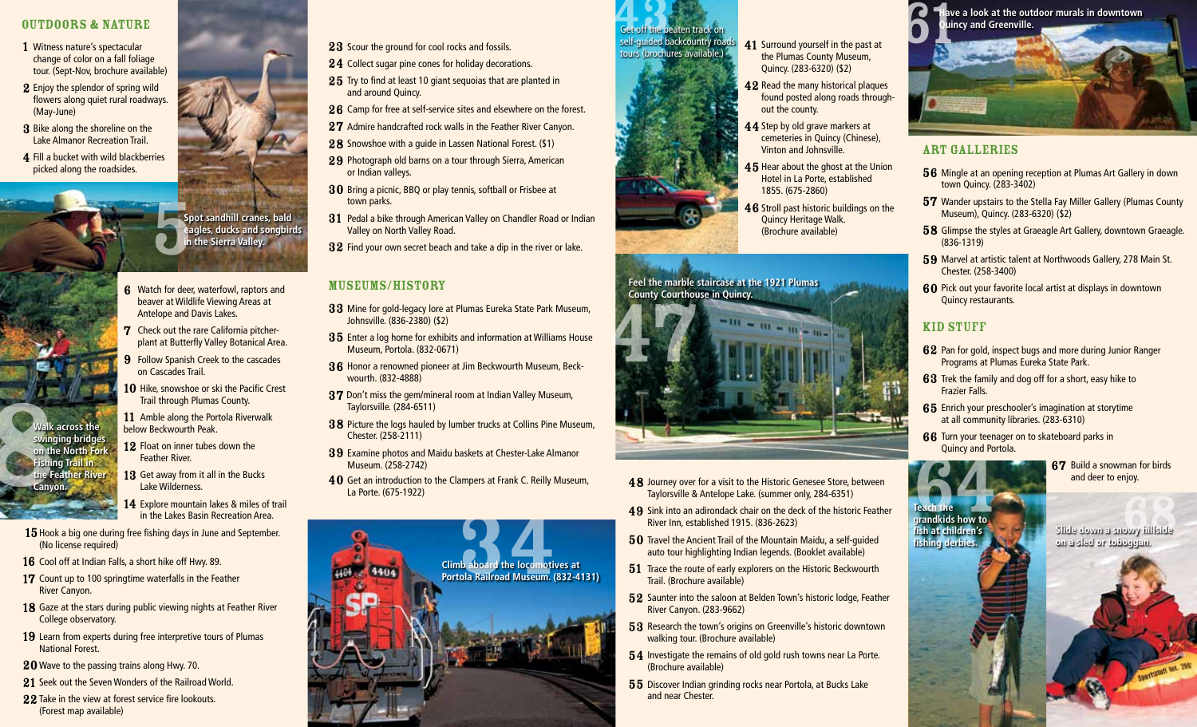## OUTDOORS & NATURE

1 Witness nature's spectacular change of color on a fall foliage tour. (Sept-Nov, brochure available)

2 Enjoy the splendor of spring wild flowers along quiet rural roadways. (May-June)

3 Bike along the shoreline on the Lake Almanor Recreation Trail.

4 Fill a bucket with wild blackberries picked along the roadsides.

5 Spot sandhill cranes, bald eagles, ducks and songbirds in the Sierra Valley.

6 Watch for deer, waterfowl, raptors and beaver at Wildlife Viewing Areas at Antelope and Davis Lakes.

7 Check out the rare California pitcher-plant at Butterfly Valley Botanical Area.

8 Walk across the swinging bridges on the North Fork Fishing Trail in the Feather River Canyon.

9 Follow Spanish Creek to the cascades on Cascades Trail.

10 Hike, snowshoe or ski the Pacific Crest Trail through Plumas County.

11 Amble along the Portola Riverwalk below Beckwourth Peak.

12 Float on inner tubes down the Feather River.

13 Get away from it all in the Bucks Lake Wilderness.

14 Explore mountain lakes & miles of trail in the Lakes Basin Recreation Area.

15 Hook a big one during free fishing days in June and September. (No license required)

16 Cool off at Indian Falls, a short hike off Hwy. 89.

17 Count up to 100 springtime waterfalls in the Feather River Canyon.

18 Gaze at the stars during public viewing nights at Feather River College observatory.

19 Learn from experts during free interpretive tours of Plumas National Forest.

20 Wave to the passing trains along Hwy. 70.

21 Seek out the Seven Wonders of the Railroad World.

22 Take in the view at forest service fire lookouts. (Forest map available)

23 Scour the ground for cool rocks and fossils.

24 Collect sugar pine cones for holiday decorations.

25 Try to find at least 10 giant sequoias that are planted in and around Quincy.

26 Camp for free at self-service sites and elsewhere on the forest.

27 Admire handcrafted rock walls in the Feather River Canyon.

28 Snowshoe with a guide in Lassen National Forest. ($1)

29 Photograph old barns on a tour through Sierra, American or Indian valleys.

30 Bring a picnic, BBQ or play tennis, softball or Frisbee at town parks.

31 Pedal a bike through American Valley on Chandler Road or Indian Valley on North Valley Road.

32 Find your own secret beach and take a dip in the river or lake.

## MUSEUMS/HISTORY

33 Mine for gold-legacy lore at Plumas Eureka State Park Museum, Johnsville. (836-2380) ($2)

34 Climb aboard the locomotives at Portola Railroad Museum. (832-4131)

35 Enter a log home for exhibits and information at Williams House Museum, Portola. (832-0671)

36 Honor a renowned pioneer at Jim Beckwourth Museum, Beckwourth. (832-4888)

37 Don't miss the gem/mineral room at Indian Valley Museum, Taylorsville. (284-6511)

38 Picture the logs hauled by lumber trucks at Collins Pine Museum, Chester. (258-2111)

39 Examine photos and Maidu baskets at Chester-Lake Almanor Museum. (258-2742)

40 Get an introduction to the Clampers at Frank C. Reilly Museum, La Porte. (675-1922)

41 Surround yourself in the past at the Plumas County Museum, Quincy. (283-6320) ($2)

42 Read the many historical plaques found posted along roads throughout the county.

43 Get off the beaten track on self-guided backcountry roads tours (brochures available.)

44 Step by old grave markers at cemeteries in Quincy (Chinese), Vinton and Johnsville.

45 Hear about the ghost at the Union Hotel in La Porte, established 1855. (675-2860)

46 Stroll past historic buildings on the Quincy Heritage Walk. (Brochure available)

47 Feel the marble staircase at the 1921 Plumas County Courthouse in Quincy.

48 Journey over for a visit to the Historic Genesee Store, between Taylorsville & Antelope Lake. (summer only, 284-6351)

49 Sink into an adirondack chair on the deck of the historic Feather River Inn, established 1915. (836-2623)

50 Travel the Ancient Trail of the Mountain Maidu, a self-guided auto tour highlighting Indian legends. (Booklet available)

51 Trace the route of early explorers on the Historic Beckwourth Trail. (Brochure available)

52 Saunter into the saloon at Belden Town's historic lodge, Feather River Canyon. (283-9662)

53 Research the town's origins on Greenville's historic downtown walking tour. (Brochure available)

54 Investigate the remains of old gold rush towns near La Porte. (Brochure available)

55 Discover Indian grinding rocks near Portola, at Bucks Lake and near Chester.

## ART GALLERIES

56 Mingle at an opening reception at Plumas Art Gallery in down town Quincy. (283-3402)

57 Wander upstairs to the Stella Fay Miller Gallery (Plumas County Museum), Quincy. (283-6320) ($2)

58 Glimpse the styles at Graeagle Art Gallery, downtown Graeagle. (836-1319)

59 Marvel at artistic talent at Northwoods Gallery, 278 Main St. Chester. (258-3400)

60 Pick out your favorite local artist at displays in downtown Quincy restaurants.

61 Have a look at the outdoor murals in downtown Quincy and Greenville.

## KID STUFF

62 Pan for gold, inspect bugs and more during Junior Ranger Programs at Plumas Eureka State Park.

63 Trek the family and dog off for a short, easy hike to Frazier Falls.

64 Teach the grandkids how to fish at children's fishing derbies.

65 Enrich your preschooler's imagination at storytime at all community libraries. (283-6310)

66 Turn your teenager on to skateboard parks in Quincy and Portola.

67 Build a snowman for birds and deer to enjoy.

68 Slide down a snowy hillside on a sled or toboggan.